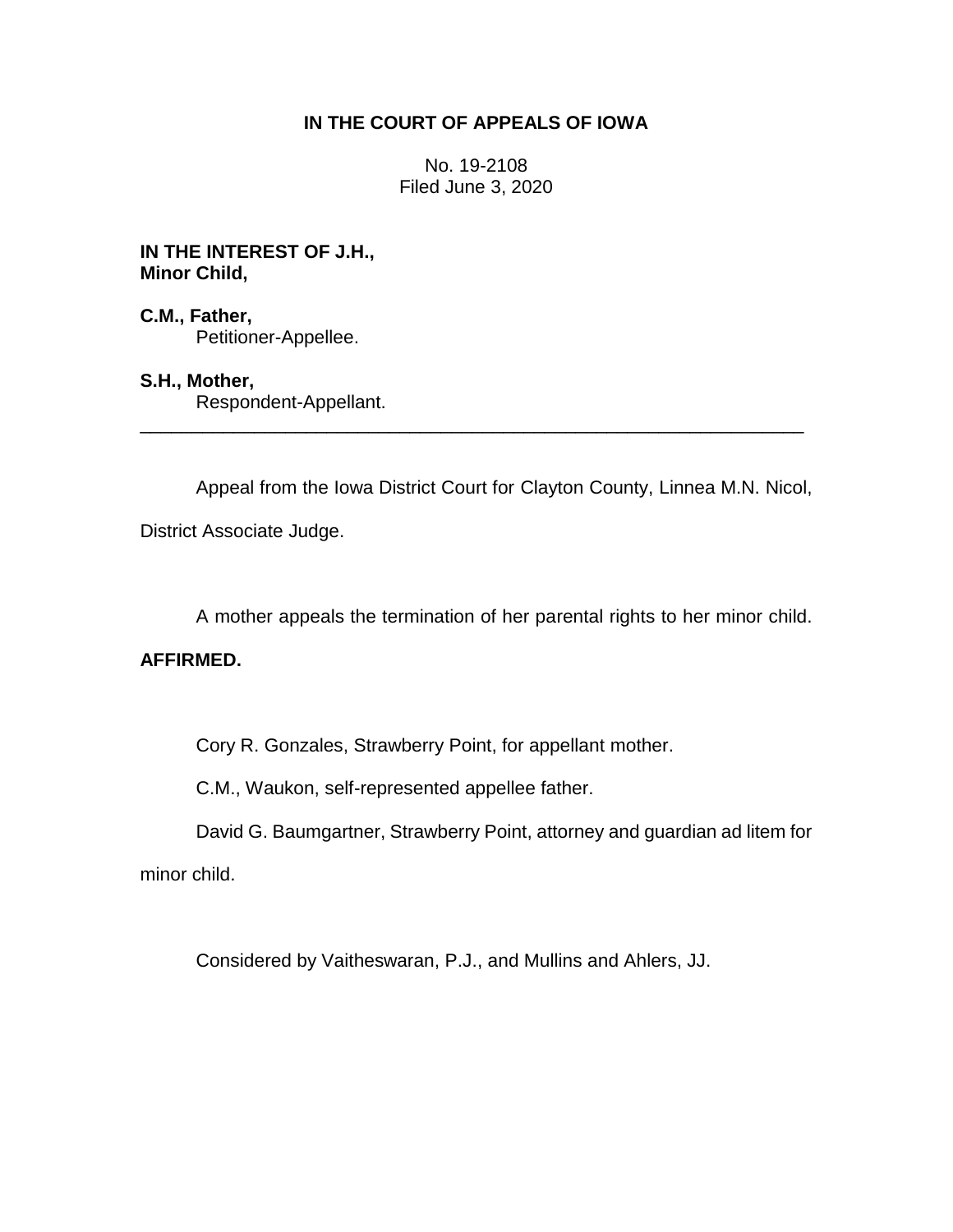# IN THE COURT OF APPEALS OF IOWA

No. 19-2108
Filed June 3, 2020

**IN THE INTEREST OF J.H.,**
**Minor Child,**

**C.M., Father,**
Petitioner-Appellee.

**S.H., Mother,**
Respondent-Appellant.

---

Appeal from the Iowa District Court for Clayton County, Linnea M.N. Nicol, District Associate Judge.

A mother appeals the termination of her parental rights to her minor child.

**AFFIRMED.**

Cory R. Gonzales, Strawberry Point, for appellant mother.

C.M., Waukon, self-represented appellee father.

David G. Baumgartner, Strawberry Point, attorney and guardian ad litem for minor child.

Considered by Vaitheswaran, P.J., and Mullins and Ahlers, JJ.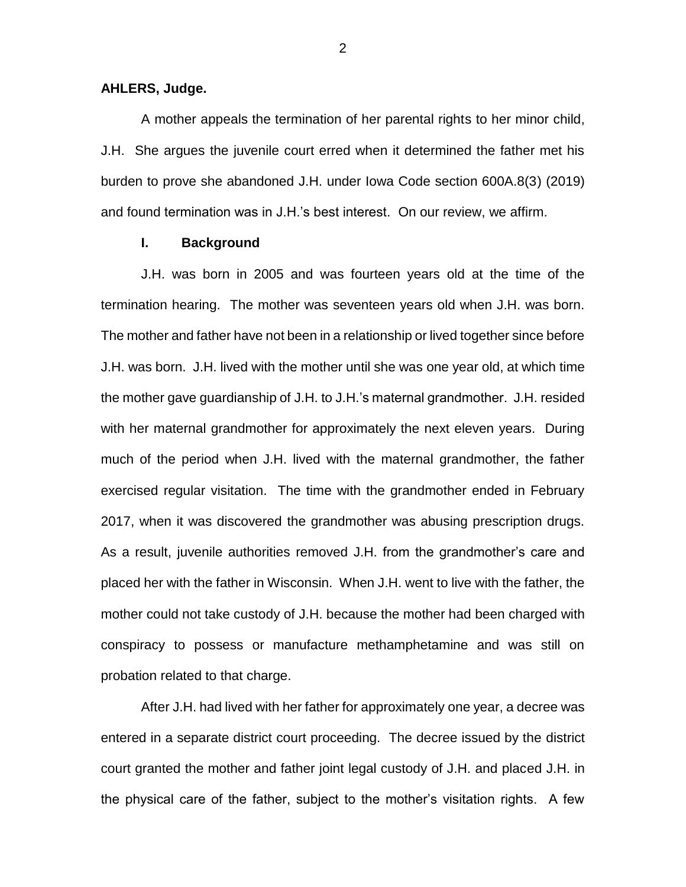**AHLERS, Judge.**

A mother appeals the termination of her parental rights to her minor child, J.H. She argues the juvenile court erred when it determined the father met his burden to prove she abandoned J.H. under Iowa Code section 600A.8(3) (2019) and found termination was in J.H.'s best interest. On our review, we affirm.

## I. Background

J.H. was born in 2005 and was fourteen years old at the time of the termination hearing. The mother was seventeen years old when J.H. was born. The mother and father have not been in a relationship or lived together since before J.H. was born. J.H. lived with the mother until she was one year old, at which time the mother gave guardianship of J.H. to J.H.'s maternal grandmother. J.H. resided with her maternal grandmother for approximately the next eleven years. During much of the period when J.H. lived with the maternal grandmother, the father exercised regular visitation. The time with the grandmother ended in February 2017, when it was discovered the grandmother was abusing prescription drugs. As a result, juvenile authorities removed J.H. from the grandmother's care and placed her with the father in Wisconsin. When J.H. went to live with the father, the mother could not take custody of J.H. because the mother had been charged with conspiracy to possess or manufacture methamphetamine and was still on probation related to that charge.

After J.H. had lived with her father for approximately one year, a decree was entered in a separate district court proceeding. The decree issued by the district court granted the mother and father joint legal custody of J.H. and placed J.H. in the physical care of the father, subject to the mother's visitation rights. A few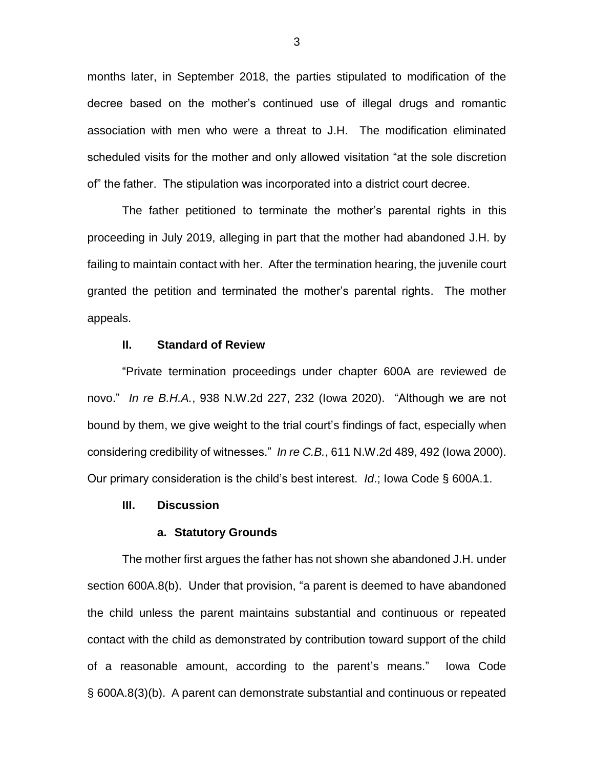months later, in September 2018, the parties stipulated to modification of the decree based on the mother's continued use of illegal drugs and romantic association with men who were a threat to J.H. The modification eliminated scheduled visits for the mother and only allowed visitation "at the sole discretion of" the father. The stipulation was incorporated into a district court decree.

The father petitioned to terminate the mother's parental rights in this proceeding in July 2019, alleging in part that the mother had abandoned J.H. by failing to maintain contact with her. After the termination hearing, the juvenile court granted the petition and terminated the mother's parental rights. The mother appeals.

### II. Standard of Review

"Private termination proceedings under chapter 600A are reviewed de novo." *In re B.H.A.*, 938 N.W.2d 227, 232 (Iowa 2020). "Although we are not bound by them, we give weight to the trial court's findings of fact, especially when considering credibility of witnesses." *In re C.B.*, 611 N.W.2d 489, 492 (Iowa 2000). Our primary consideration is the child's best interest. *Id*.; Iowa Code § 600A.1.

### III. Discussion

#### a. Statutory Grounds

The mother first argues the father has not shown she abandoned J.H. under section 600A.8(b). Under that provision, "a parent is deemed to have abandoned the child unless the parent maintains substantial and continuous or repeated contact with the child as demonstrated by contribution toward support of the child of a reasonable amount, according to the parent's means." Iowa Code § 600A.8(3)(b). A parent can demonstrate substantial and continuous or repeated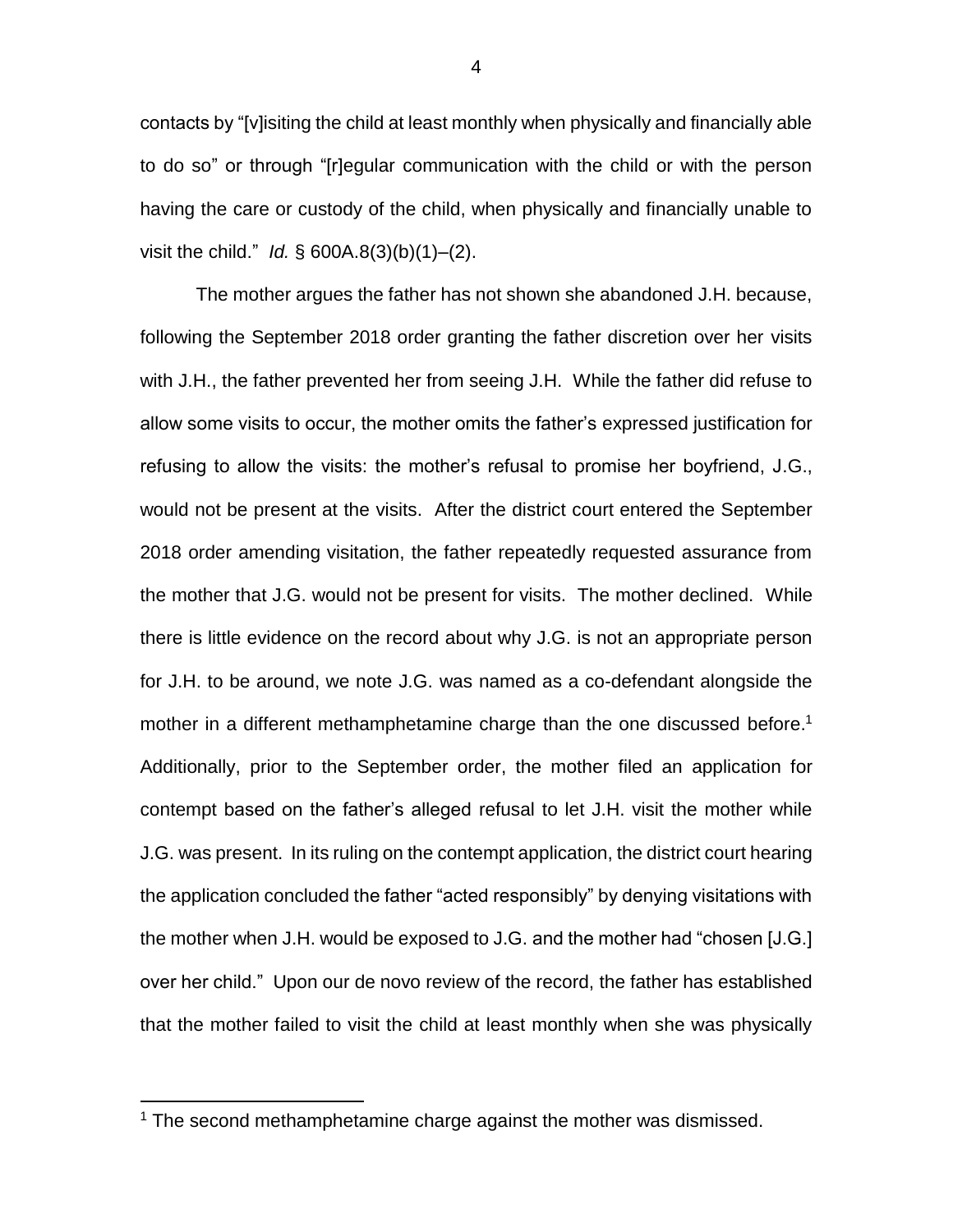contacts by "[v]isiting the child at least monthly when physically and financially able to do so" or through "[r]egular communication with the child or with the person having the care or custody of the child, when physically and financially unable to visit the child." *Id.* § 600A.8(3)(b)(1)–(2).

The mother argues the father has not shown she abandoned J.H. because, following the September 2018 order granting the father discretion over her visits with J.H., the father prevented her from seeing J.H. While the father did refuse to allow some visits to occur, the mother omits the father's expressed justification for refusing to allow the visits: the mother's refusal to promise her boyfriend, J.G., would not be present at the visits. After the district court entered the September 2018 order amending visitation, the father repeatedly requested assurance from the mother that J.G. would not be present for visits. The mother declined. While there is little evidence on the record about why J.G. is not an appropriate person for J.H. to be around, we note J.G. was named as a co-defendant alongside the mother in a different methamphetamine charge than the one discussed before.[1] Additionally, prior to the September order, the mother filed an application for contempt based on the father's alleged refusal to let J.H. visit the mother while J.G. was present. In its ruling on the contempt application, the district court hearing the application concluded the father "acted responsibly" by denying visitations with the mother when J.H. would be exposed to J.G. and the mother had "chosen [J.G.] over her child." Upon our de novo review of the record, the father has established that the mother failed to visit the child at least monthly when she was physically

[1] The second methamphetamine charge against the mother was dismissed.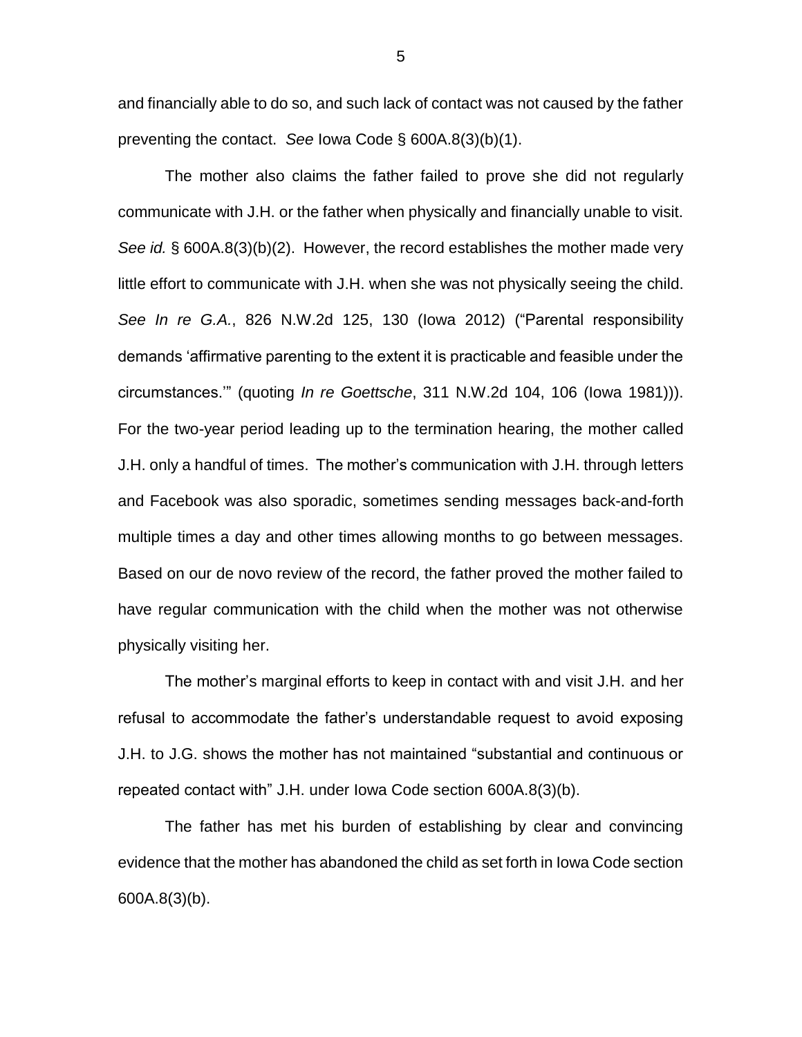and financially able to do so, and such lack of contact was not caused by the father preventing the contact. *See* Iowa Code § 600A.8(3)(b)(1).

The mother also claims the father failed to prove she did not regularly communicate with J.H. or the father when physically and financially unable to visit. *See id.* § 600A.8(3)(b)(2). However, the record establishes the mother made very little effort to communicate with J.H. when she was not physically seeing the child. *See In re G.A.*, 826 N.W.2d 125, 130 (Iowa 2012) ("Parental responsibility demands 'affirmative parenting to the extent it is practicable and feasible under the circumstances.'" (quoting *In re Goettsche*, 311 N.W.2d 104, 106 (Iowa 1981))). For the two-year period leading up to the termination hearing, the mother called J.H. only a handful of times. The mother's communication with J.H. through letters and Facebook was also sporadic, sometimes sending messages back-and-forth multiple times a day and other times allowing months to go between messages. Based on our de novo review of the record, the father proved the mother failed to have regular communication with the child when the mother was not otherwise physically visiting her.

The mother's marginal efforts to keep in contact with and visit J.H. and her refusal to accommodate the father's understandable request to avoid exposing J.H. to J.G. shows the mother has not maintained "substantial and continuous or repeated contact with" J.H. under Iowa Code section 600A.8(3)(b).

The father has met his burden of establishing by clear and convincing evidence that the mother has abandoned the child as set forth in Iowa Code section 600A.8(3)(b).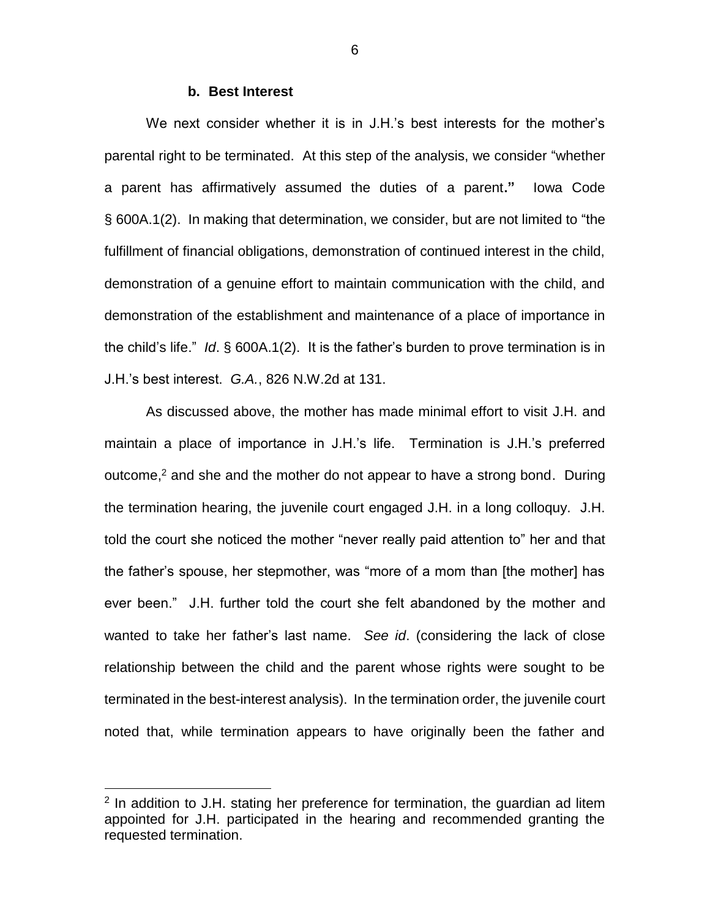### b. Best Interest

We next consider whether it is in J.H.'s best interests for the mother's parental right to be terminated. At this step of the analysis, we consider "whether a parent has affirmatively assumed the duties of a parent**."** Iowa Code § 600A.1(2). In making that determination, we consider, but are not limited to "the fulfillment of financial obligations, demonstration of continued interest in the child, demonstration of a genuine effort to maintain communication with the child, and demonstration of the establishment and maintenance of a place of importance in the child's life." *Id*. § 600A.1(2). It is the father's burden to prove termination is in J.H.'s best interest. *G.A.*, 826 N.W.2d at 131.

As discussed above, the mother has made minimal effort to visit J.H. and maintain a place of importance in J.H.'s life. Termination is J.H.'s preferred outcome,[2] and she and the mother do not appear to have a strong bond. During the termination hearing, the juvenile court engaged J.H. in a long colloquy. J.H. told the court she noticed the mother "never really paid attention to" her and that the father's spouse, her stepmother, was "more of a mom than [the mother] has ever been." J.H. further told the court she felt abandoned by the mother and wanted to take her father's last name. *See id*. (considering the lack of close relationship between the child and the parent whose rights were sought to be terminated in the best-interest analysis). In the termination order, the juvenile court noted that, while termination appears to have originally been the father and

[2] In addition to J.H. stating her preference for termination, the guardian ad litem appointed for J.H. participated in the hearing and recommended granting the requested termination.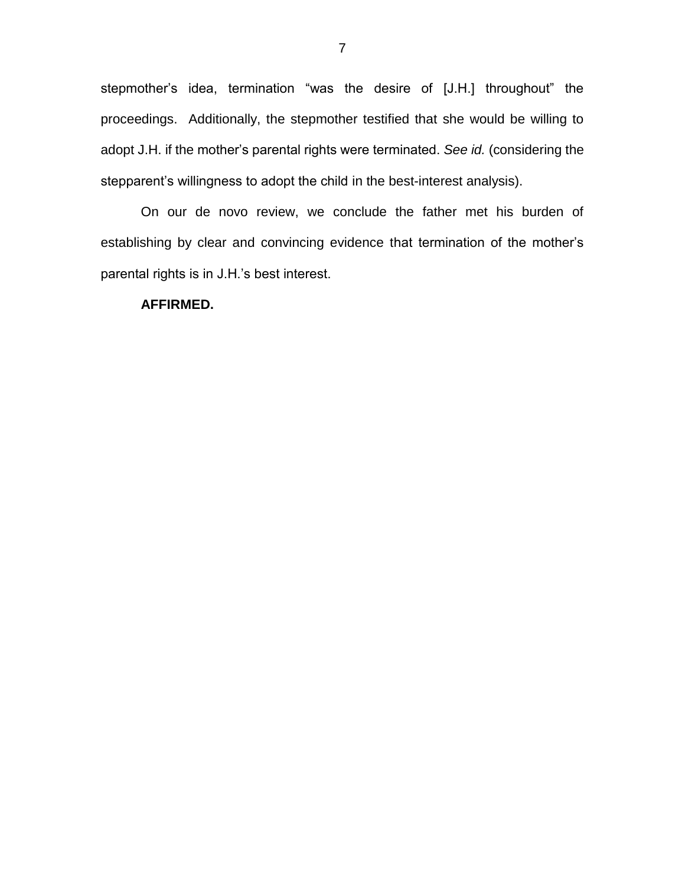stepmother's idea, termination "was the desire of [J.H.] throughout" the proceedings. Additionally, the stepmother testified that she would be willing to adopt J.H. if the mother's parental rights were terminated. *See id.* (considering the stepparent's willingness to adopt the child in the best-interest analysis).

On our de novo review, we conclude the father met his burden of establishing by clear and convincing evidence that termination of the mother's parental rights is in J.H.'s best interest.

**AFFIRMED.**